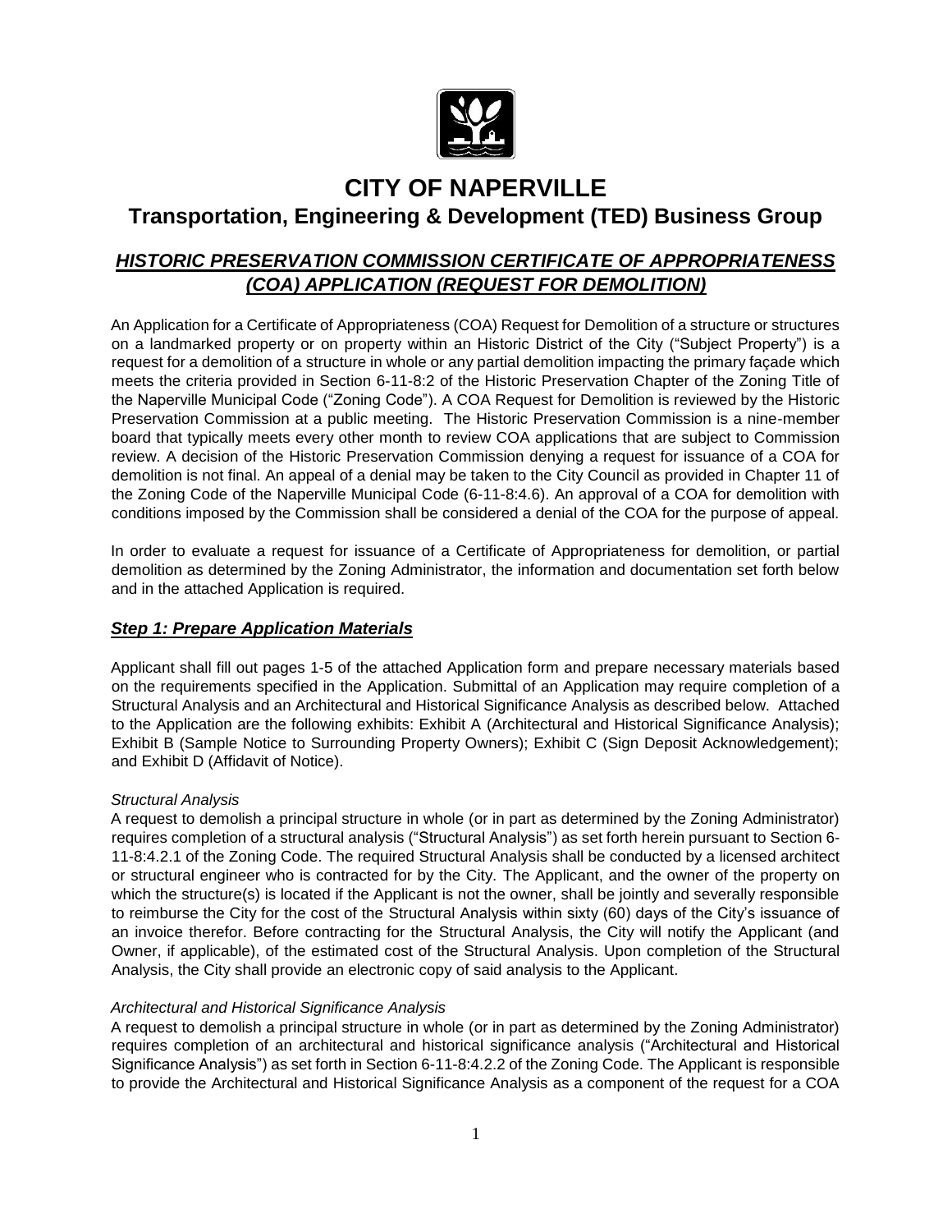# CITY OF NAPERVILLE

## Transportation, Engineering & Development (TED) Business Group

### ***HISTORIC PRESERVATION COMMISSION CERTIFICATE OF APPROPRIATENESS (COA) APPLICATION (REQUEST FOR DEMOLITION)***

An Application for a Certificate of Appropriateness (COA) Request for Demolition of a structure or structures on a landmarked property or on property within an Historic District of the City ("Subject Property") is a request for a demolition of a structure in whole or any partial demolition impacting the primary façade which meets the criteria provided in Section 6-11-8:2 of the Historic Preservation Chapter of the Zoning Title of the Naperville Municipal Code ("Zoning Code"). A COA Request for Demolition is reviewed by the Historic Preservation Commission at a public meeting. The Historic Preservation Commission is a nine-member board that typically meets every other month to review COA applications that are subject to Commission review. A decision of the Historic Preservation Commission denying a request for issuance of a COA for demolition is not final. An appeal of a denial may be taken to the City Council as provided in Chapter 11 of the Zoning Code of the Naperville Municipal Code (6-11-8:4.6). An approval of a COA for demolition with conditions imposed by the Commission shall be considered a denial of the COA for the purpose of appeal.

In order to evaluate a request for issuance of a Certificate of Appropriateness for demolition, or partial demolition as determined by the Zoning Administrator, the information and documentation set forth below and in the attached Application is required.

### ***Step 1: Prepare Application Materials***

Applicant shall fill out pages 1-5 of the attached Application form and prepare necessary materials based on the requirements specified in the Application. Submittal of an Application may require completion of a Structural Analysis and an Architectural and Historical Significance Analysis as described below. Attached to the Application are the following exhibits: Exhibit A (Architectural and Historical Significance Analysis); Exhibit B (Sample Notice to Surrounding Property Owners); Exhibit C (Sign Deposit Acknowledgement); and Exhibit D (Affidavit of Notice).

*Structural Analysis*

A request to demolish a principal structure in whole (or in part as determined by the Zoning Administrator) requires completion of a structural analysis ("Structural Analysis") as set forth herein pursuant to Section 6-11-8:4.2.1 of the Zoning Code. The required Structural Analysis shall be conducted by a licensed architect or structural engineer who is contracted for by the City. The Applicant, and the owner of the property on which the structure(s) is located if the Applicant is not the owner, shall be jointly and severally responsible to reimburse the City for the cost of the Structural Analysis within sixty (60) days of the City's issuance of an invoice therefor. Before contracting for the Structural Analysis, the City will notify the Applicant (and Owner, if applicable), of the estimated cost of the Structural Analysis. Upon completion of the Structural Analysis, the City shall provide an electronic copy of said analysis to the Applicant.

*Architectural and Historical Significance Analysis*

A request to demolish a principal structure in whole (or in part as determined by the Zoning Administrator) requires completion of an architectural and historical significance analysis ("Architectural and Historical Significance Analysis") as set forth in Section 6-11-8:4.2.2 of the Zoning Code. The Applicant is responsible to provide the Architectural and Historical Significance Analysis as a component of the request for a COA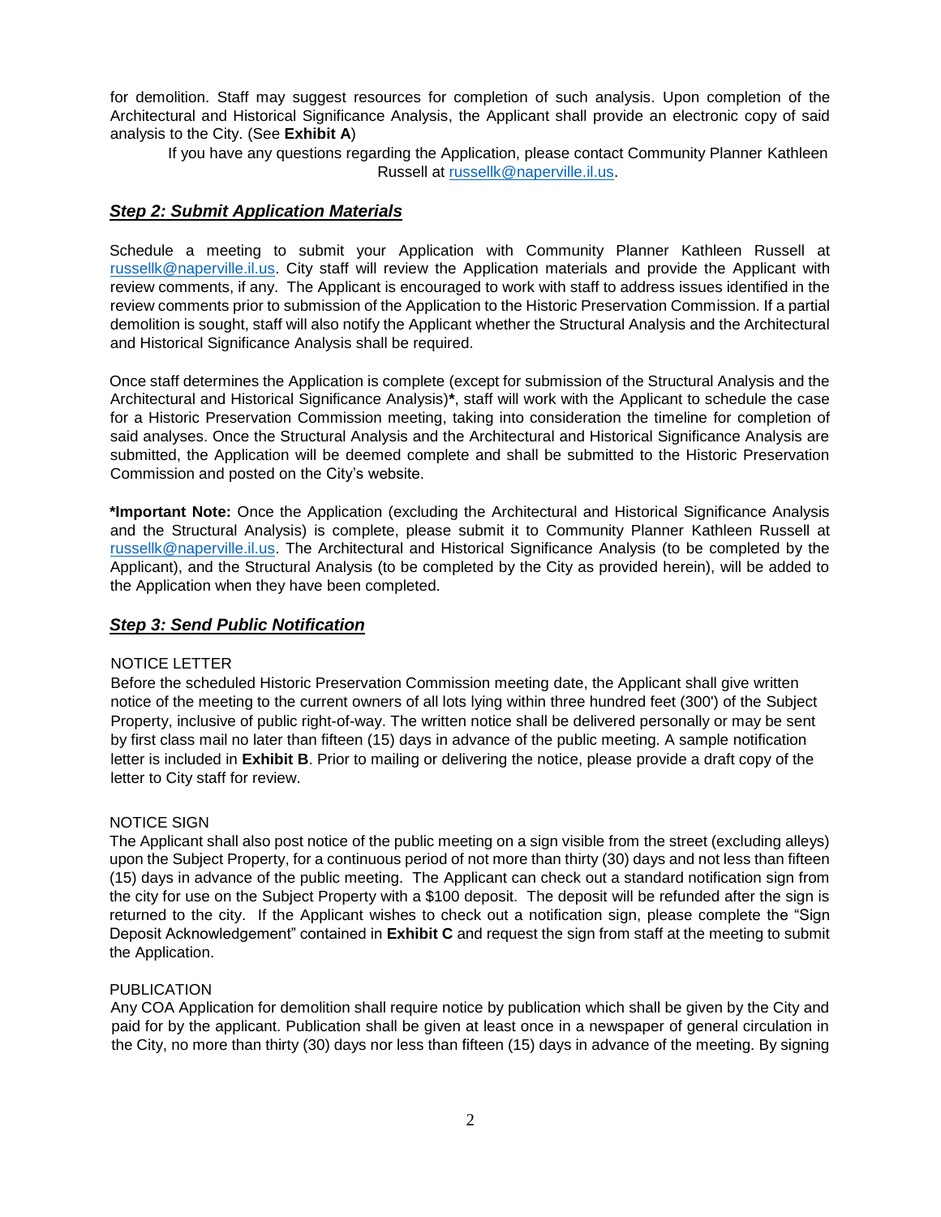for demolition. Staff may suggest resources for completion of such analysis. Upon completion of the Architectural and Historical Significance Analysis, the Applicant shall provide an electronic copy of said analysis to the City. (See **Exhibit A**)

If you have any questions regarding the Application, please contact Community Planner Kathleen Russell at russellk@naperville.il.us.

## ***Step 2: Submit Application Materials***

Schedule a meeting to submit your Application with Community Planner Kathleen Russell at russellk@naperville.il.us. City staff will review the Application materials and provide the Applicant with review comments, if any. The Applicant is encouraged to work with staff to address issues identified in the review comments prior to submission of the Application to the Historic Preservation Commission. If a partial demolition is sought, staff will also notify the Applicant whether the Structural Analysis and the Architectural and Historical Significance Analysis shall be required.

Once staff determines the Application is complete (except for submission of the Structural Analysis and the Architectural and Historical Significance Analysis)**\***, staff will work with the Applicant to schedule the case for a Historic Preservation Commission meeting, taking into consideration the timeline for completion of said analyses. Once the Structural Analysis and the Architectural and Historical Significance Analysis are submitted, the Application will be deemed complete and shall be submitted to the Historic Preservation Commission and posted on the City's website.

**\*Important Note:** Once the Application (excluding the Architectural and Historical Significance Analysis and the Structural Analysis) is complete, please submit it to Community Planner Kathleen Russell at russellk@naperville.il.us. The Architectural and Historical Significance Analysis (to be completed by the Applicant), and the Structural Analysis (to be completed by the City as provided herein), will be added to the Application when they have been completed.

## ***Step 3: Send Public Notification***

NOTICE LETTER

Before the scheduled Historic Preservation Commission meeting date, the Applicant shall give written notice of the meeting to the current owners of all lots lying within three hundred feet (300') of the Subject Property, inclusive of public right-of-way. The written notice shall be delivered personally or may be sent by first class mail no later than fifteen (15) days in advance of the public meeting. A sample notification letter is included in **Exhibit B**. Prior to mailing or delivering the notice, please provide a draft copy of the letter to City staff for review.

NOTICE SIGN

The Applicant shall also post notice of the public meeting on a sign visible from the street (excluding alleys) upon the Subject Property, for a continuous period of not more than thirty (30) days and not less than fifteen (15) days in advance of the public meeting. The Applicant can check out a standard notification sign from the city for use on the Subject Property with a $100 deposit. The deposit will be refunded after the sign is returned to the city. If the Applicant wishes to check out a notification sign, please complete the "Sign Deposit Acknowledgement" contained in **Exhibit C** and request the sign from staff at the meeting to submit the Application.

PUBLICATION

Any COA Application for demolition shall require notice by publication which shall be given by the City and paid for by the applicant. Publication shall be given at least once in a newspaper of general circulation in the City, no more than thirty (30) days nor less than fifteen (15) days in advance of the meeting. By signing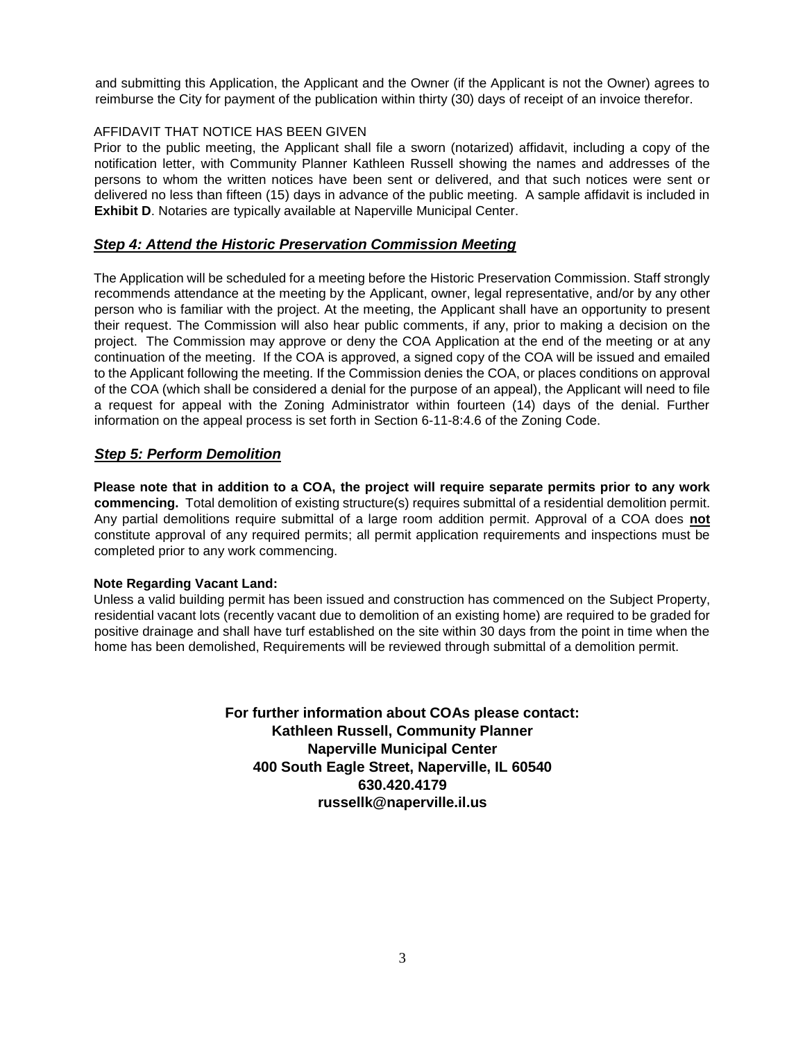and submitting this Application, the Applicant and the Owner (if the Applicant is not the Owner) agrees to reimburse the City for payment of the publication within thirty (30) days of receipt of an invoice therefor.

AFFIDAVIT THAT NOTICE HAS BEEN GIVEN

Prior to the public meeting, the Applicant shall file a sworn (notarized) affidavit, including a copy of the notification letter, with Community Planner Kathleen Russell showing the names and addresses of the persons to whom the written notices have been sent or delivered, and that such notices were sent or delivered no less than fifteen (15) days in advance of the public meeting. A sample affidavit is included in **Exhibit D**. Notaries are typically available at Naperville Municipal Center.

## ***Step 4: Attend the Historic Preservation Commission Meeting***

The Application will be scheduled for a meeting before the Historic Preservation Commission. Staff strongly recommends attendance at the meeting by the Applicant, owner, legal representative, and/or by any other person who is familiar with the project. At the meeting, the Applicant shall have an opportunity to present their request. The Commission will also hear public comments, if any, prior to making a decision on the project. The Commission may approve or deny the COA Application at the end of the meeting or at any continuation of the meeting. If the COA is approved, a signed copy of the COA will be issued and emailed to the Applicant following the meeting. If the Commission denies the COA, or places conditions on approval of the COA (which shall be considered a denial for the purpose of an appeal), the Applicant will need to file a request for appeal with the Zoning Administrator within fourteen (14) days of the denial. Further information on the appeal process is set forth in Section 6-11-8:4.6 of the Zoning Code.

## ***Step 5: Perform Demolition***

**Please note that in addition to a COA, the project will require separate permits prior to any work commencing.** Total demolition of existing structure(s) requires submittal of a residential demolition permit. Any partial demolitions require submittal of a large room addition permit. Approval of a COA does **not** constitute approval of any required permits; all permit application requirements and inspections must be completed prior to any work commencing.

**Note Regarding Vacant Land:**

Unless a valid building permit has been issued and construction has commenced on the Subject Property, residential vacant lots (recently vacant due to demolition of an existing home) are required to be graded for positive drainage and shall have turf established on the site within 30 days from the point in time when the home has been demolished, Requirements will be reviewed through submittal of a demolition permit.

**For further information about COAs please contact:**
**Kathleen Russell, Community Planner**
**Naperville Municipal Center**
**400 South Eagle Street, Naperville, IL 60540**
**630.420.4179**
**russellk@naperville.il.us**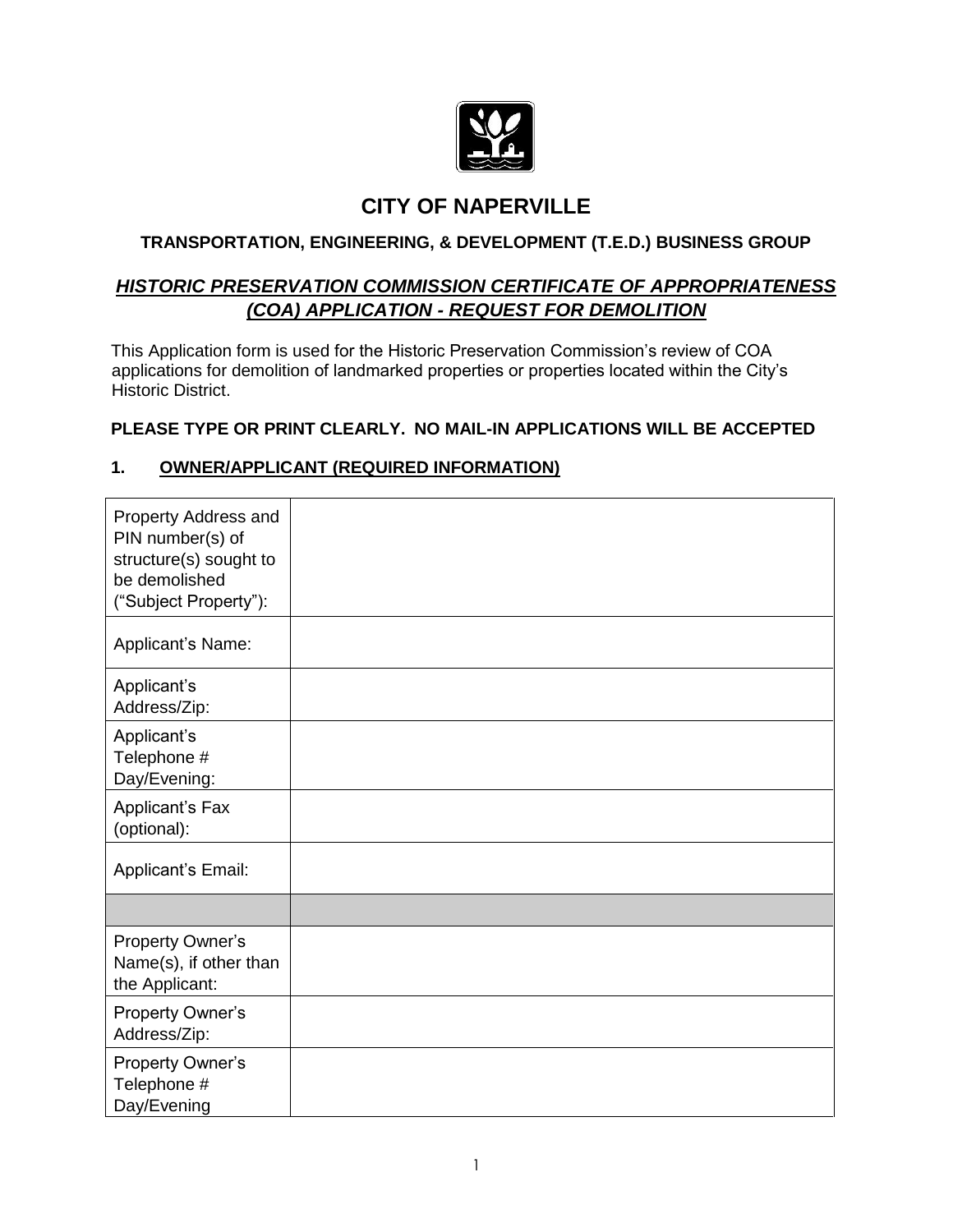# CITY OF NAPERVILLE

### TRANSPORTATION, ENGINEERING, & DEVELOPMENT (T.E.D.) BUSINESS GROUP

## *HISTORIC PRESERVATION COMMISSION CERTIFICATE OF APPROPRIATENESS (COA) APPLICATION - REQUEST FOR DEMOLITION*

This Application form is used for the Historic Preservation Commission's review of COA applications for demolition of landmarked properties or properties located within the City's Historic District.

**PLEASE TYPE OR PRINT CLEARLY. NO MAIL-IN APPLICATIONS WILL BE ACCEPTED**

### 1. OWNER/APPLICANT (REQUIRED INFORMATION)

| | |
|---|---|
| Property Address and PIN number(s) of structure(s) sought to be demolished ("Subject Property"): | |
| Applicant's Name: | |
| Applicant's Address/Zip: | |
| Applicant's Telephone # Day/Evening: | |
| Applicant's Fax (optional): | |
| Applicant's Email: | |
| | |
| Property Owner's Name(s), if other than the Applicant: | |
| Property Owner's Address/Zip: | |
| Property Owner's Telephone # Day/Evening | |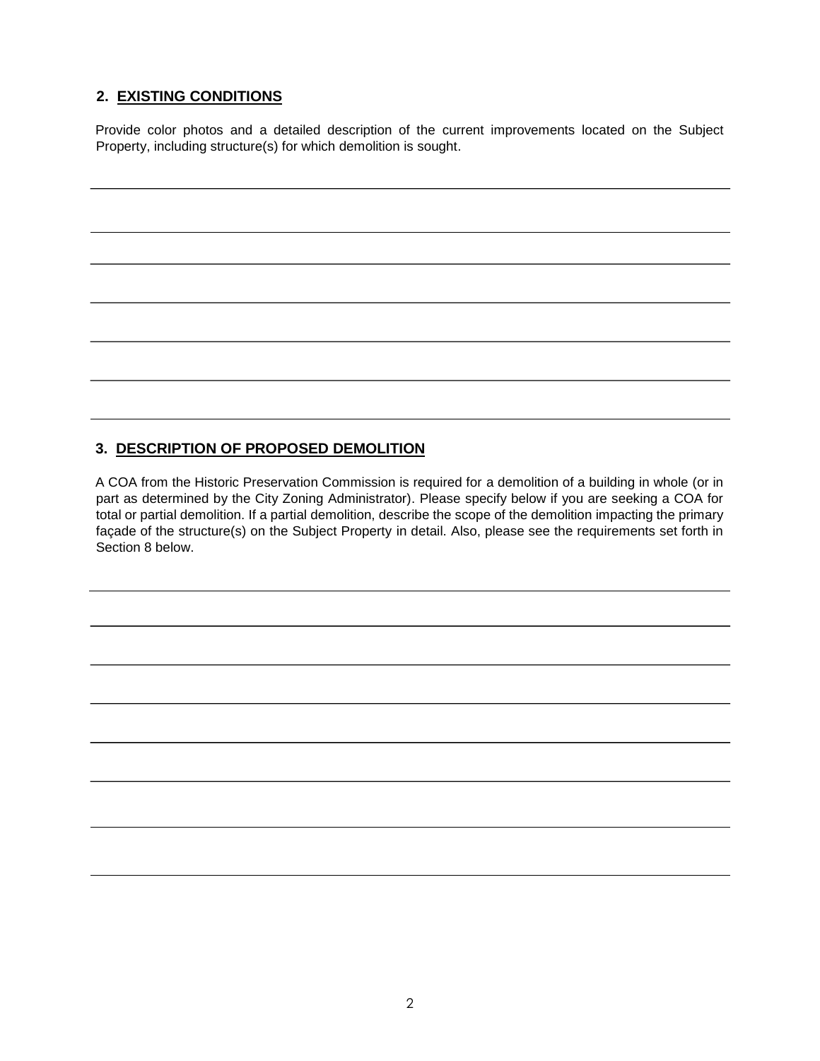## 2. EXISTING CONDITIONS

Provide color photos and a detailed description of the current improvements located on the Subject Property, including structure(s) for which demolition is sought.

## 3. DESCRIPTION OF PROPOSED DEMOLITION

A COA from the Historic Preservation Commission is required for a demolition of a building in whole (or in part as determined by the City Zoning Administrator). Please specify below if you are seeking a COA for total or partial demolition. If a partial demolition, describe the scope of the demolition impacting the primary façade of the structure(s) on the Subject Property in detail. Also, please see the requirements set forth in Section 8 below.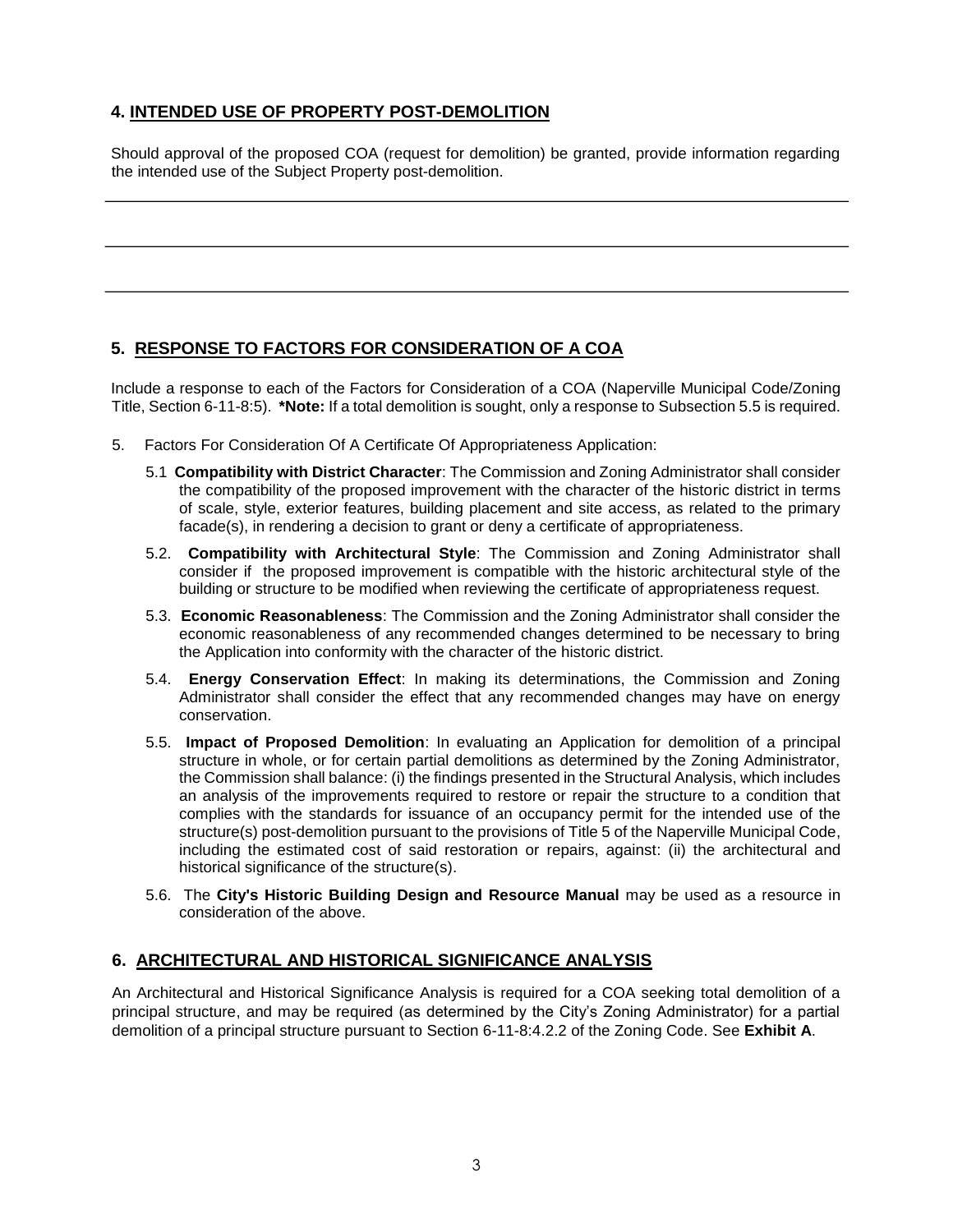## 4. INTENDED USE OF PROPERTY POST-DEMOLITION

Should approval of the proposed COA (request for demolition) be granted, provide information regarding the intended use of the Subject Property post-demolition.

---

---

---

## 5. RESPONSE TO FACTORS FOR CONSIDERATION OF A COA

Include a response to each of the Factors for Consideration of a COA (Naperville Municipal Code/Zoning Title, Section 6-11-8:5). ***Note:** If a total demolition is sought, only a response to Subsection 5.5 is required.

5. Factors For Consideration Of A Certificate Of Appropriateness Application:

   5.1 **Compatibility with District Character**: The Commission and Zoning Administrator shall consider the compatibility of the proposed improvement with the character of the historic district in terms of scale, style, exterior features, building placement and site access, as related to the primary facade(s), in rendering a decision to grant or deny a certificate of appropriateness.

   5.2. **Compatibility with Architectural Style**: The Commission and Zoning Administrator shall consider if the proposed improvement is compatible with the historic architectural style of the building or structure to be modified when reviewing the certificate of appropriateness request.

   5.3. **Economic Reasonableness**: The Commission and the Zoning Administrator shall consider the economic reasonableness of any recommended changes determined to be necessary to bring the Application into conformity with the character of the historic district.

   5.4. **Energy Conservation Effect**: In making its determinations, the Commission and Zoning Administrator shall consider the effect that any recommended changes may have on energy conservation.

   5.5. **Impact of Proposed Demolition**: In evaluating an Application for demolition of a principal structure in whole, or for certain partial demolitions as determined by the Zoning Administrator, the Commission shall balance: (i) the findings presented in the Structural Analysis, which includes an analysis of the improvements required to restore or repair the structure to a condition that complies with the standards for issuance of an occupancy permit for the intended use of the structure(s) post-demolition pursuant to the provisions of Title 5 of the Naperville Municipal Code, including the estimated cost of said restoration or repairs, against: (ii) the architectural and historical significance of the structure(s).

   5.6. The **City's Historic Building Design and Resource Manual** may be used as a resource in consideration of the above.

## 6. ARCHITECTURAL AND HISTORICAL SIGNIFICANCE ANALYSIS

An Architectural and Historical Significance Analysis is required for a COA seeking total demolition of a principal structure, and may be required (as determined by the City's Zoning Administrator) for a partial demolition of a principal structure pursuant to Section 6-11-8:4.2.2 of the Zoning Code. See **Exhibit A**.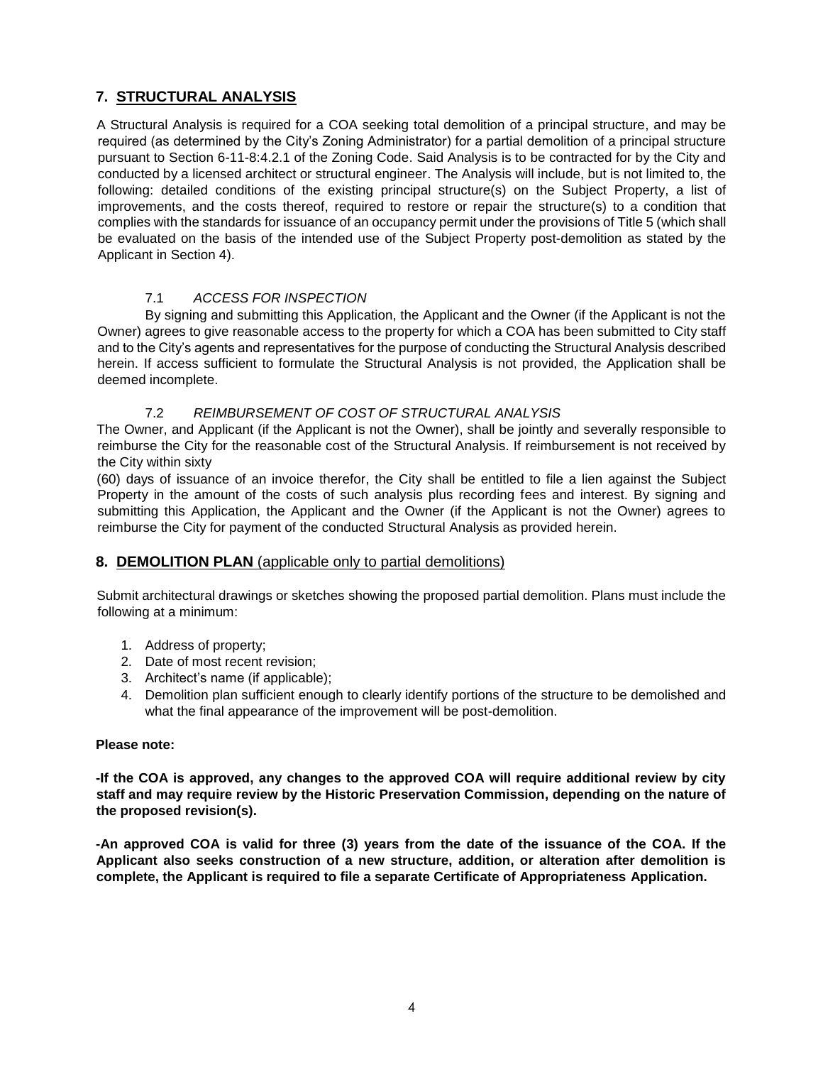## 7. STRUCTURAL ANALYSIS

A Structural Analysis is required for a COA seeking total demolition of a principal structure, and may be required (as determined by the City's Zoning Administrator) for a partial demolition of a principal structure pursuant to Section 6-11-8:4.2.1 of the Zoning Code. Said Analysis is to be contracted for by the City and conducted by a licensed architect or structural engineer. The Analysis will include, but is not limited to, the following: detailed conditions of the existing principal structure(s) on the Subject Property, a list of improvements, and the costs thereof, required to restore or repair the structure(s) to a condition that complies with the standards for issuance of an occupancy permit under the provisions of Title 5 (which shall be evaluated on the basis of the intended use of the Subject Property post-demolition as stated by the Applicant in Section 4).

### 7.1 *ACCESS FOR INSPECTION*

By signing and submitting this Application, the Applicant and the Owner (if the Applicant is not the Owner) agrees to give reasonable access to the property for which a COA has been submitted to City staff and to the City's agents and representatives for the purpose of conducting the Structural Analysis described herein. If access sufficient to formulate the Structural Analysis is not provided, the Application shall be deemed incomplete.

### 7.2 *REIMBURSEMENT OF COST OF STRUCTURAL ANALYSIS*

The Owner, and Applicant (if the Applicant is not the Owner), shall be jointly and severally responsible to reimburse the City for the reasonable cost of the Structural Analysis. If reimbursement is not received by the City within sixty (60) days of issuance of an invoice therefor, the City shall be entitled to file a lien against the Subject Property in the amount of the costs of such analysis plus recording fees and interest. By signing and submitting this Application, the Applicant and the Owner (if the Applicant is not the Owner) agrees to reimburse the City for payment of the conducted Structural Analysis as provided herein.

## 8. DEMOLITION PLAN (applicable only to partial demolitions)

Submit architectural drawings or sketches showing the proposed partial demolition. Plans must include the following at a minimum:

1. Address of property;
2. Date of most recent revision;
3. Architect's name (if applicable);
4. Demolition plan sufficient enough to clearly identify portions of the structure to be demolished and what the final appearance of the improvement will be post-demolition.

**Please note:**

**-If the COA is approved, any changes to the approved COA will require additional review by city staff and may require review by the Historic Preservation Commission, depending on the nature of the proposed revision(s).**

**-An approved COA is valid for three (3) years from the date of the issuance of the COA. If the Applicant also seeks construction of a new structure, addition, or alteration after demolition is complete, the Applicant is required to file a separate Certificate of Appropriateness Application.**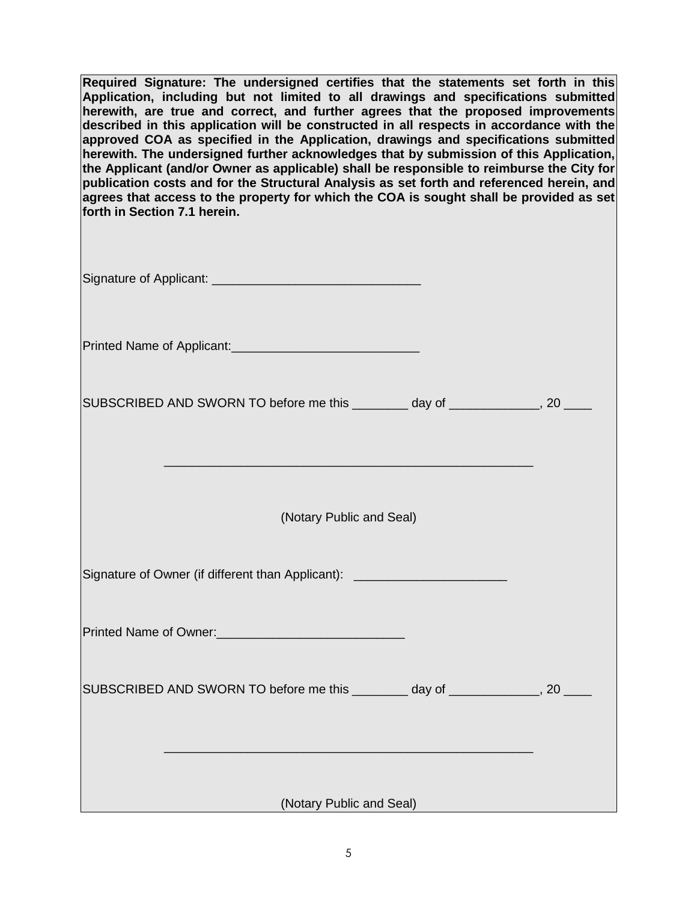**Required Signature: The undersigned certifies that the statements set forth in this Application, including but not limited to all drawings and specifications submitted herewith, are true and correct, and further agrees that the proposed improvements described in this application will be constructed in all respects in accordance with the approved COA as specified in the Application, drawings and specifications submitted herewith. The undersigned further acknowledges that by submission of this Application, the Applicant (and/or Owner as applicable) shall be responsible to reimburse the City for publication costs and for the Structural Analysis as set forth and referenced herein, and agrees that access to the property for which the COA is sought shall be provided as set forth in Section 7.1 herein.**

Signature of Applicant: ______________________________

Printed Name of Applicant:___________________________

SUBSCRIBED AND SWORN TO before me this ________ day of _____________, 20 ____

_____________________________________________________

(Notary Public and Seal)

Signature of Owner (if different than Applicant): ______________________

Printed Name of Owner:___________________________

SUBSCRIBED AND SWORN TO before me this ________ day of _____________, 20 ____

_____________________________________________________

(Notary Public and Seal)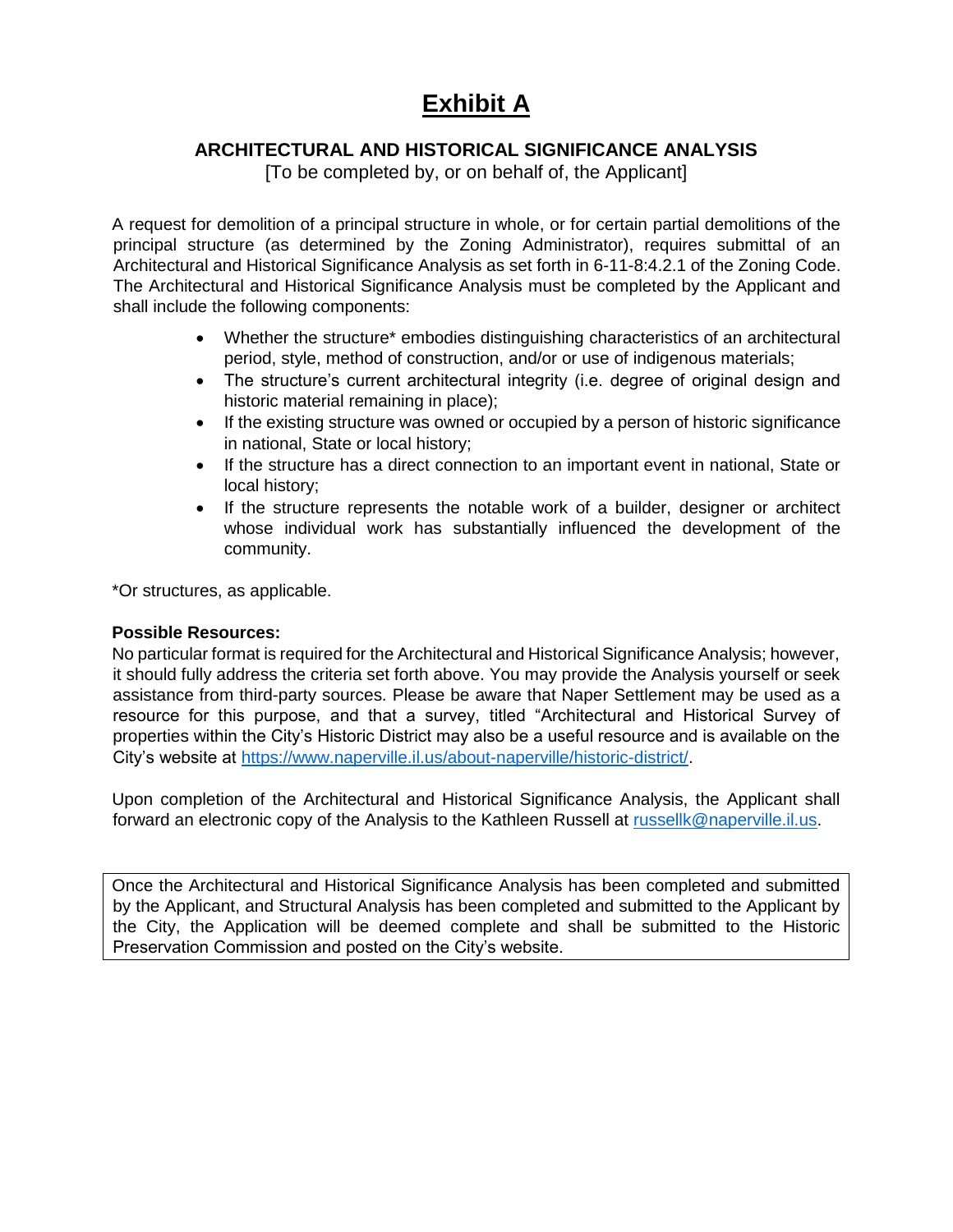# Exhibit A

## ARCHITECTURAL AND HISTORICAL SIGNIFICANCE ANALYSIS

[To be completed by, or on behalf of, the Applicant]

A request for demolition of a principal structure in whole, or for certain partial demolitions of the principal structure (as determined by the Zoning Administrator), requires submittal of an Architectural and Historical Significance Analysis as set forth in 6-11-8:4.2.1 of the Zoning Code. The Architectural and Historical Significance Analysis must be completed by the Applicant and shall include the following components:

- Whether the structure* embodies distinguishing characteristics of an architectural period, style, method of construction, and/or or use of indigenous materials;
- The structure's current architectural integrity (i.e. degree of original design and historic material remaining in place);
- If the existing structure was owned or occupied by a person of historic significance in national, State or local history;
- If the structure has a direct connection to an important event in national, State or local history;
- If the structure represents the notable work of a builder, designer or architect whose individual work has substantially influenced the development of the community.

*Or structures, as applicable.

**Possible Resources:**

No particular format is required for the Architectural and Historical Significance Analysis; however, it should fully address the criteria set forth above. You may provide the Analysis yourself or seek assistance from third-party sources. Please be aware that Naper Settlement may be used as a resource for this purpose, and that a survey, titled "Architectural and Historical Survey of properties within the City's Historic District may also be a useful resource and is available on the City's website at https://www.naperville.il.us/about-naperville/historic-district/.

Upon completion of the Architectural and Historical Significance Analysis, the Applicant shall forward an electronic copy of the Analysis to the Kathleen Russell at russellk@naperville.il.us.

Once the Architectural and Historical Significance Analysis has been completed and submitted by the Applicant, and Structural Analysis has been completed and submitted to the Applicant by the City, the Application will be deemed complete and shall be submitted to the Historic Preservation Commission and posted on the City's website.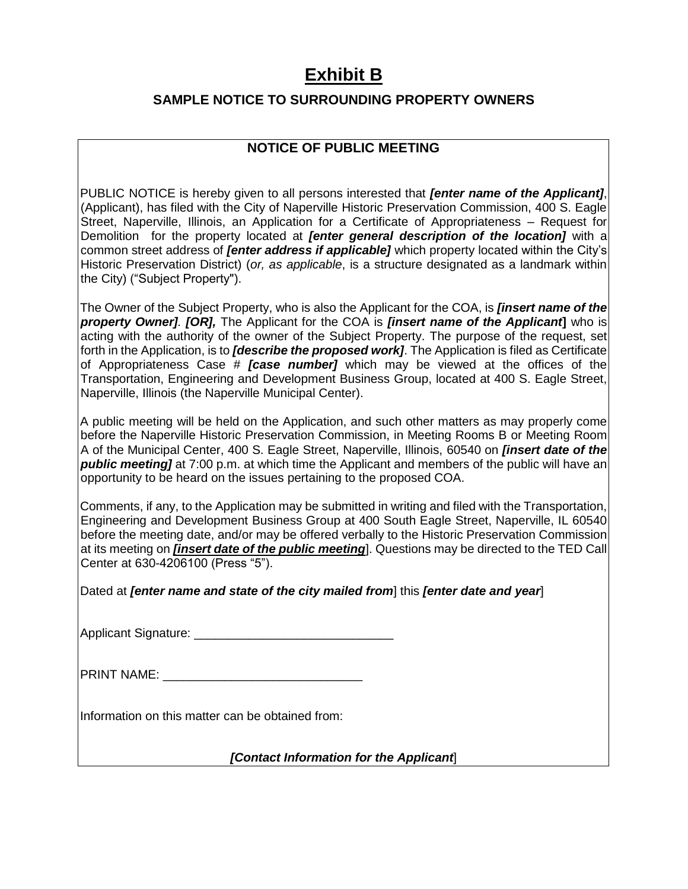# Exhibit B

## SAMPLE NOTICE TO SURROUNDING PROPERTY OWNERS

### NOTICE OF PUBLIC MEETING

PUBLIC NOTICE is hereby given to all persons interested that ***[enter name of the Applicant]***, (Applicant), has filed with the City of Naperville Historic Preservation Commission, 400 S. Eagle Street, Naperville, Illinois, an Application for a Certificate of Appropriateness – Request for Demolition for the property located at ***[enter general description of the location]*** with a common street address of ***[enter address if applicable]*** which property located within the City's Historic Preservation District) (*or, as applicable*, is a structure designated as a landmark within the City) ("Subject Property").

The Owner of the Subject Property, who is also the Applicant for the COA, is ***[insert name of the property Owner]***. ***[OR],*** The Applicant for the COA is ***[insert name of the Applicant*]** who is acting with the authority of the owner of the Subject Property. The purpose of the request, set forth in the Application, is to ***[describe the proposed work]***. The Application is filed as Certificate of Appropriateness Case # ***[case number]*** which may be viewed at the offices of the Transportation, Engineering and Development Business Group, located at 400 S. Eagle Street, Naperville, Illinois (the Naperville Municipal Center).

A public meeting will be held on the Application, and such other matters as may properly come before the Naperville Historic Preservation Commission, in Meeting Rooms B or Meeting Room A of the Municipal Center, 400 S. Eagle Street, Naperville, Illinois, 60540 on ***[insert date of the public meeting]*** at 7:00 p.m. at which time the Applicant and members of the public will have an opportunity to be heard on the issues pertaining to the proposed COA.

Comments, if any, to the Application may be submitted in writing and filed with the Transportation, Engineering and Development Business Group at 400 South Eagle Street, Naperville, IL 60540 before the meeting date, and/or may be offered verbally to the Historic Preservation Commission at its meeting on ***<u>[insert date of the public meeting</u>***]. Questions may be directed to the TED Call Center at 630-4206100 (Press "5").

Dated at ***[enter name and state of the city mailed from***] this ***[enter date and year***]

Applicant Signature: _____________________________

PRINT NAME: ____________________________

Information on this matter can be obtained from:

***[Contact Information for the Applicant***]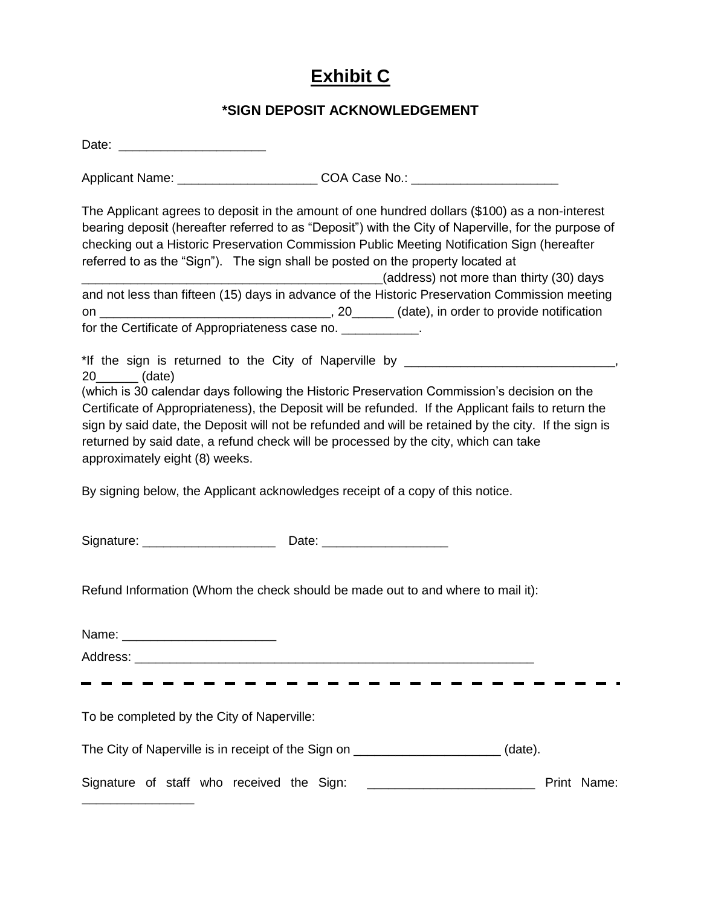# Exhibit C

### *SIGN DEPOSIT ACKNOWLEDGEMENT

Date: ____________________

Applicant Name: ___________________ COA Case No.: ____________________

The Applicant agrees to deposit in the amount of one hundred dollars ($100) as a non-interest bearing deposit (hereafter referred to as "Deposit") with the City of Naperville, for the purpose of checking out a Historic Preservation Commission Public Meeting Notification Sign (hereafter referred to as the "Sign"). The sign shall be posted on the property located at ___________________________________________(address) not more than thirty (30) days and not less than fifteen (15) days in advance of the Historic Preservation Commission meeting on _________________________________, 20______ (date), in order to provide notification for the Certificate of Appropriateness case no. ___________.

*If the sign is returned to the City of Naperville by _____________________________, 20______ (date)
(which is 30 calendar days following the Historic Preservation Commission's decision on the Certificate of Appropriateness), the Deposit will be refunded. If the Applicant fails to return the sign by said date, the Deposit will not be refunded and will be retained by the city. If the sign is returned by said date, a refund check will be processed by the city, which can take approximately eight (8) weeks.

By signing below, the Applicant acknowledges receipt of a copy of this notice.

Signature: ___________________ Date: _________________

Refund Information (Whom the check should be made out to and where to mail it):

Name: ______________________

Address: ___________________________________________________________

---

To be completed by the City of Naperville:

The City of Naperville is in receipt of the Sign on ____________________ (date).

Signature of staff who received the Sign: _______________________ Print Name: ________________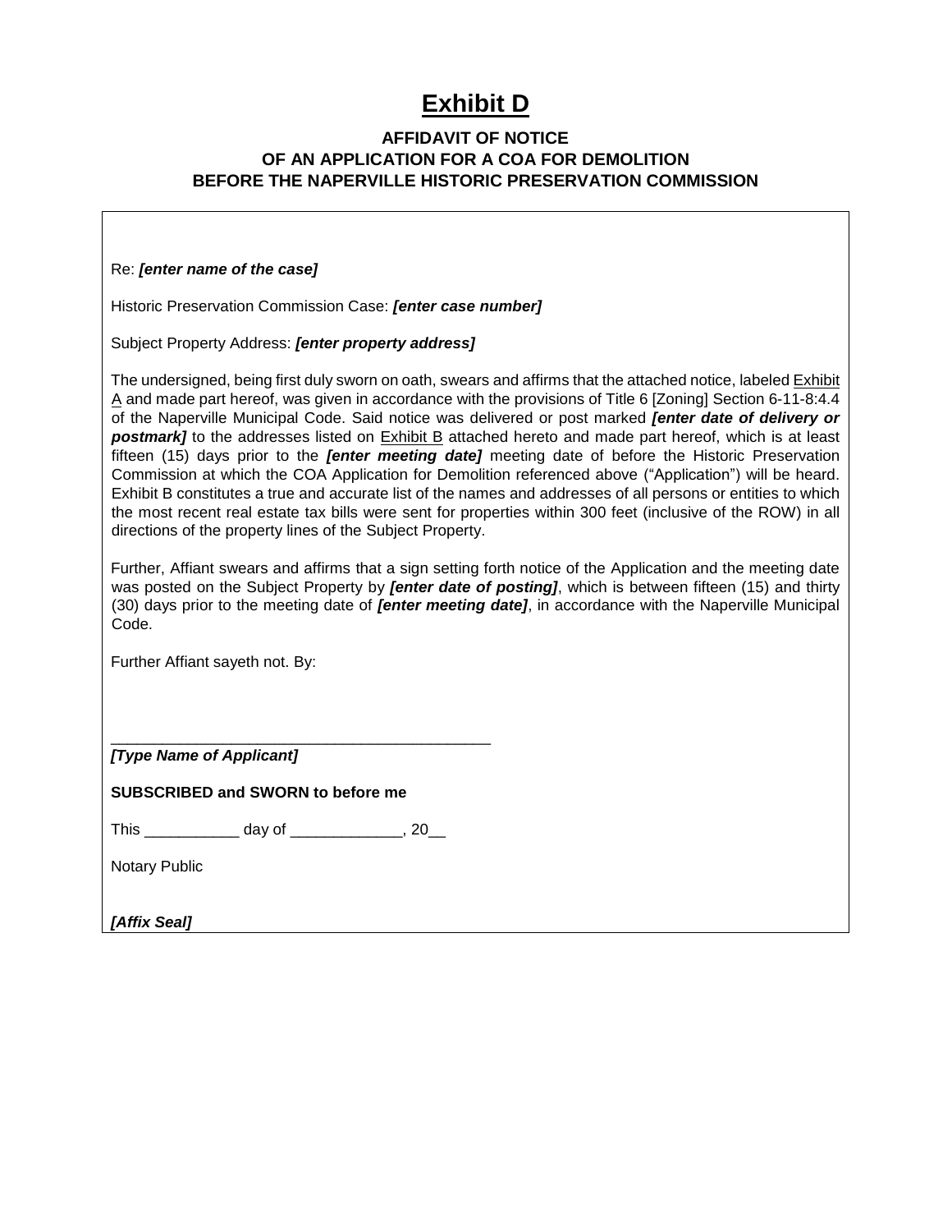# Exhibit D

**AFFIDAVIT OF NOTICE
OF AN APPLICATION FOR A COA FOR DEMOLITION
BEFORE THE NAPERVILLE HISTORIC PRESERVATION COMMISSION**

Re: ***[enter name of the case]***

Historic Preservation Commission Case: ***[enter case number]***

Subject Property Address: ***[enter property address]***

The undersigned, being first duly sworn on oath, swears and affirms that the attached notice, labeled Exhibit A and made part hereof, was given in accordance with the provisions of Title 6 [Zoning] Section 6-11-8:4.4 of the Naperville Municipal Code. Said notice was delivered or post marked ***[enter date of delivery or postmark]*** to the addresses listed on Exhibit B attached hereto and made part hereof, which is at least fifteen (15) days prior to the ***[enter meeting date]*** meeting date of before the Historic Preservation Commission at which the COA Application for Demolition referenced above ("Application") will be heard. Exhibit B constitutes a true and accurate list of the names and addresses of all persons or entities to which the most recent real estate tax bills were sent for properties within 300 feet (inclusive of the ROW) in all directions of the property lines of the Subject Property.

Further, Affiant swears and affirms that a sign setting forth notice of the Application and the meeting date was posted on the Subject Property by ***[enter date of posting]***, which is between fifteen (15) and thirty (30) days prior to the meeting date of ***[enter meeting date]***, in accordance with the Naperville Municipal Code.

Further Affiant sayeth not. By:

\_\_\_\_\_\_\_\_\_\_\_\_\_\_\_\_\_\_\_\_\_\_\_\_\_\_\_\_\_\_\_\_\_\_\_\_\_\_\_\_\_\_\_\_
***[Type Name of Applicant]***

**SUBSCRIBED and SWORN to before me**

This \_\_\_\_\_\_\_\_\_\_\_ day of \_\_\_\_\_\_\_\_\_\_\_\_\_, 20\_\_

Notary Public

***[Affix Seal]***